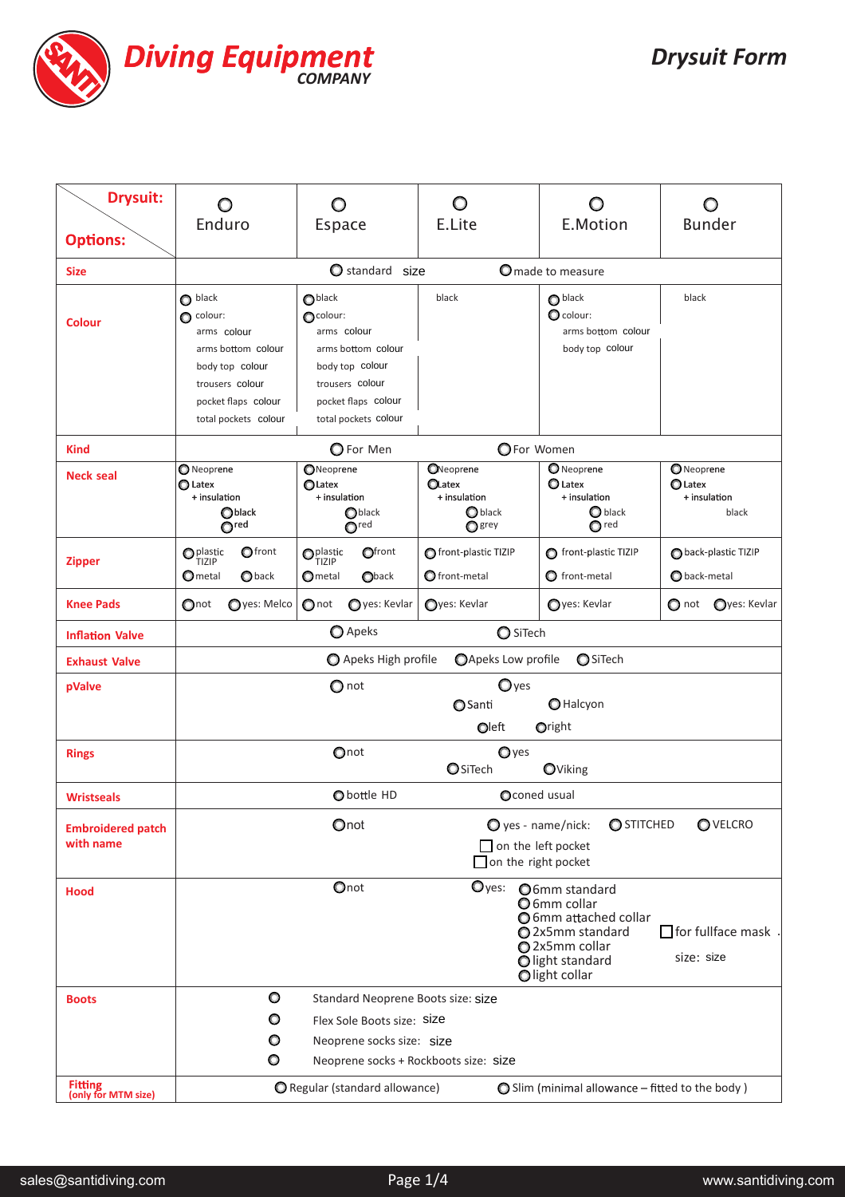# Diving Equipment COMPANY

## Drysuit Form

| Drysuit: / Options: | Enduro | Espace | E.Lite | E.Motion | Bunder |
|---|---|---|---|---|---|
| **Size** | standard size | | | made to measure | |
| **Colour** | black<br>colour:<br>arms colour<br>arms bottom colour<br>body top colour<br>trousers colour<br>pocket flaps colour<br>total pockets colour | black<br>colour:<br>arms colour<br>arms bottom colour<br>body top colour<br>trousers colour<br>pocket flaps colour<br>total pockets colour | black | black<br>colour:<br>arms bottom colour<br>body top colour | black |
| **Kind** | For Men | | | For Women | |
| **Neck seal** | Neoprene<br>Latex<br>+ insulation<br>black<br>red | Neoprene<br>Latex<br>+ insulation<br>black<br>red | Neoprene<br>Latex<br>+ insulation<br>black<br>grey | Neoprene<br>Latex<br>+ insulation<br>black<br>red | Neoprene<br>Latex<br>+ insulation<br>black |
| **Zipper** | plastic TIZIP / front<br>metal / back | plastic TIZIP / front<br>metal / back | front-plastic TIZIP<br>front-metal | front-plastic TIZIP<br>front-metal | back-plastic TIZIP<br>back-metal |
| **Knee Pads** | not / yes: Melco | not / yes: Kevlar | yes: Kevlar | yes: Kevlar | not / yes: Kevlar |
| **Inflation Valve** | Apeks | | | SiTech | |
| **Exhaust Valve** | Apeks High profile | | Apeks Low profile | SiTech | |
| **pValve** | not | | | yes<br>Santi / Halcyon<br>left / right | |
| **Rings** | not | | | yes<br>SiTech / Viking | |
| **Wristseals** | bottle HD | | | coned usual | |
| **Embroidered patch with name** | not | | | yes - name/nick: STITCHED / VELCRO<br>☐ on the left pocket<br>☐ on the right pocket | |
| **Hood** | not | | | yes: 6mm standard<br>6mm collar<br>6mm attached collar<br>2x5mm standard<br>2x5mm collar<br>light standard<br>light collar | ☐ for fullface mask<br>size: size |
| **Boots** | Standard Neoprene Boots size: size<br>Flex Sole Boots size: size<br>Neoprene socks size: size<br>Neoprene socks + Rockboots size: size | | | | |
| **Fitting (only for MTM size)** | Regular (standard allowance) | | | Slim (minimal allowance – fitted to the body ) | |

sales@santidiving.com www.santidiving.com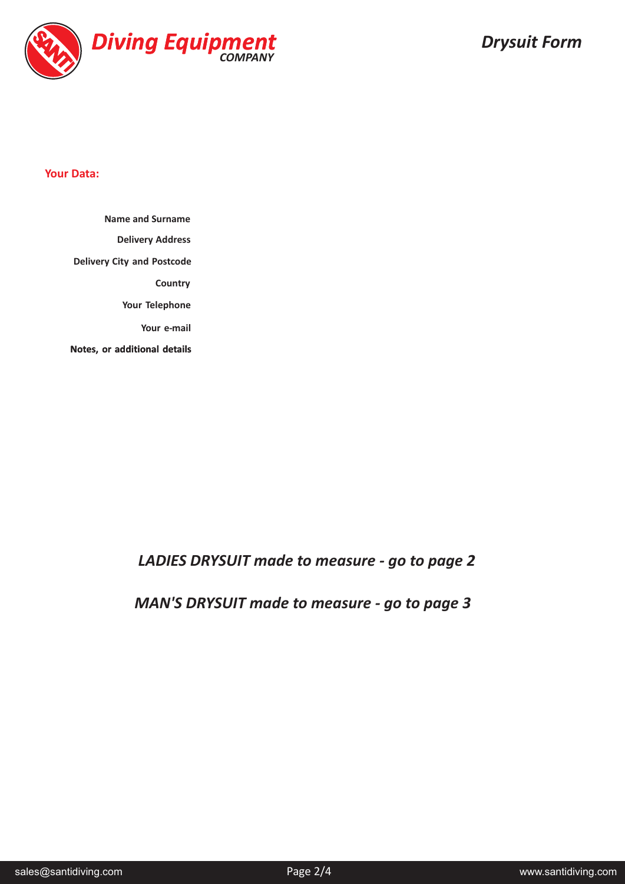# Diving Equipment COMPANY

## *Drysuit Form*

**Your Data:**

**Name and Surname**

**Delivery Address**

**Delivery City and Postcode**

**Country**

**Your Telephone**

**Your e-mail**

**Notes, or additional details**

***LADIES DRYSUIT made to measure - go to page 2***

***MAN'S DRYSUIT made to measure - go to page 3***

sales@santidiving.com

www.santidiving.com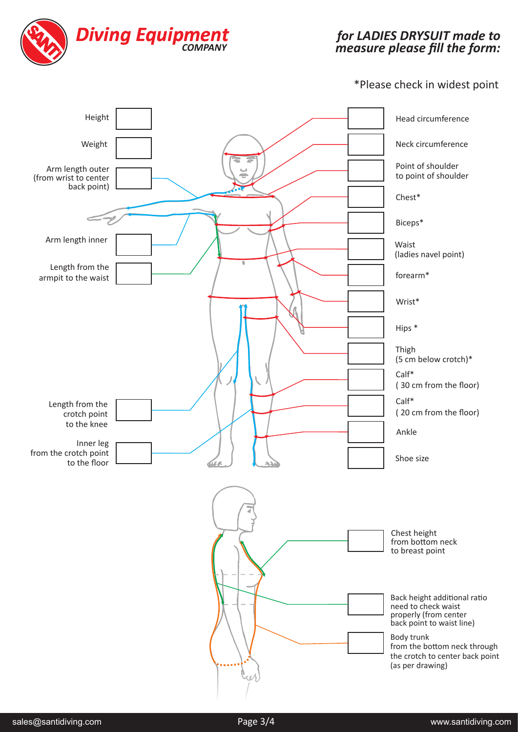**Diving Equipment** *COMPANY*

## *for LADIES DRYSUIT made to measure please fill the form:*

*Please check in widest point

| Measurement | Value |
|---|---|
| Height | |
| Weight | |
| Arm length outer (from wrist to center back point) | |
| Arm length inner | |
| Length from the armpit to the waist | |
| Length from the crotch point to the knee | |
| Inner leg from the crotch point to the floor | |
| Head circumference | |
| Neck circumference | |
| Point of shoulder to point of shoulder | |
| Chest* | |
| Biceps* | |
| Waist (ladies navel point) | |
| forearm* | |
| Wrist* | |
| Hips * | |
| Thigh (5 cm below crotch)* | |
| Calf* ( 30 cm from the floor) | |
| Calf* ( 20 cm from the floor) | |
| Ankle | |
| Shoe size | |
| Chest height from bottom neck to breast point | |
| Back height additional ratio need to check waist properly (from center back point to waist line) | |
| Body trunk from the bottom neck through the crotch to center back point (as per drawing) | |

sales@santidiving.com

www.santidiving.com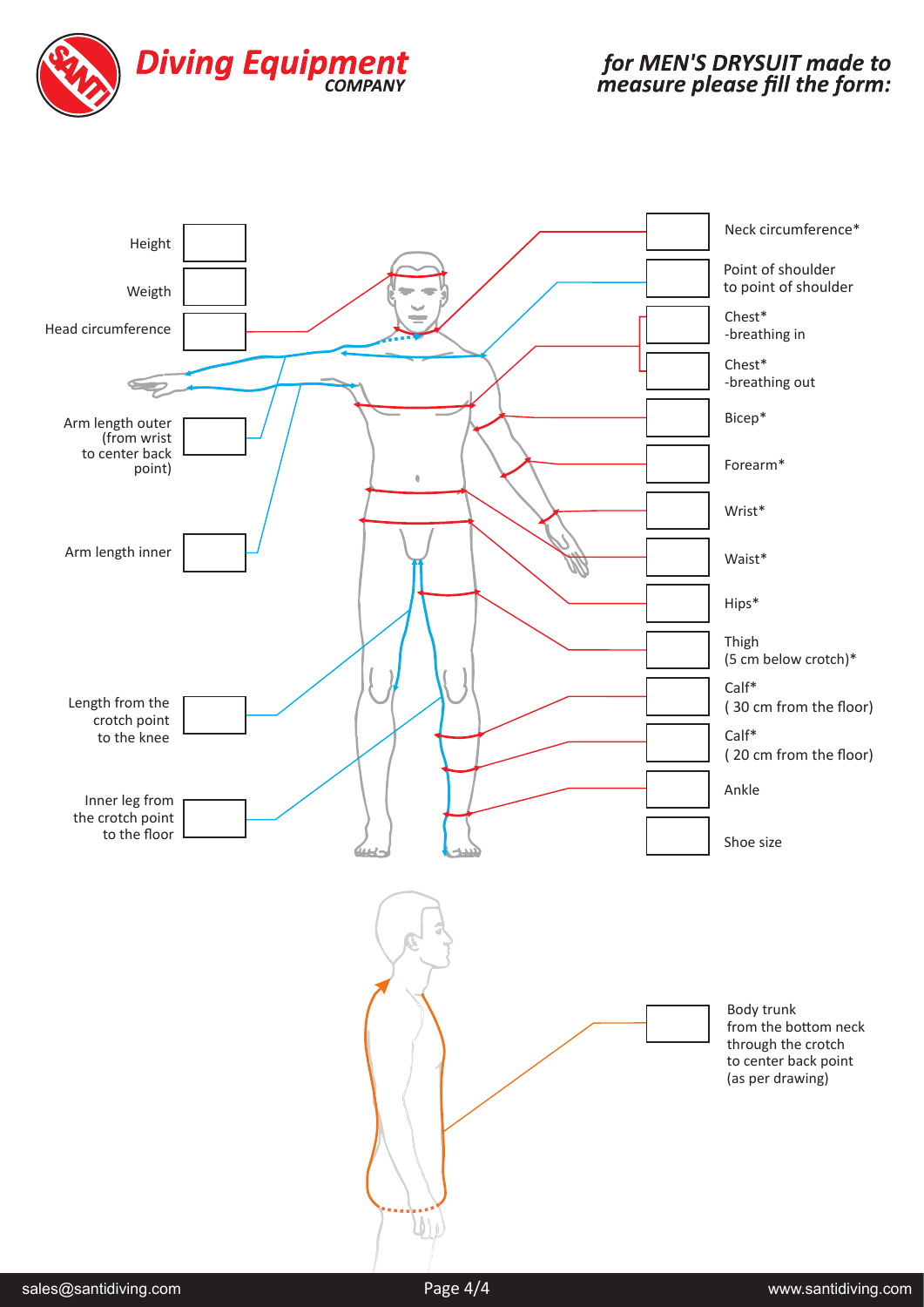**Diving Equipment** *COMPANY*

## *for MEN'S DRYSUIT made to measure please fill the form:*

Height

Weigth

Head circumference

Arm length outer (from wrist to center back point)

Arm length inner

Length from the crotch point to the knee

Inner leg from the crotch point to the floor

Neck circumference*

Point of shoulder to point of shoulder

Chest* -breathing in

Chest* -breathing out

Bicep*

Forearm*

Wrist*

Waist*

Hips*

Thigh (5 cm below crotch)*

Calf* ( 30 cm from the floor)

Calf* ( 20 cm from the floor)

Ankle

Shoe size

Body trunk from the bottom neck through the crotch to center back point (as per drawing)

sales@santidiving.com

www.santidiving.com